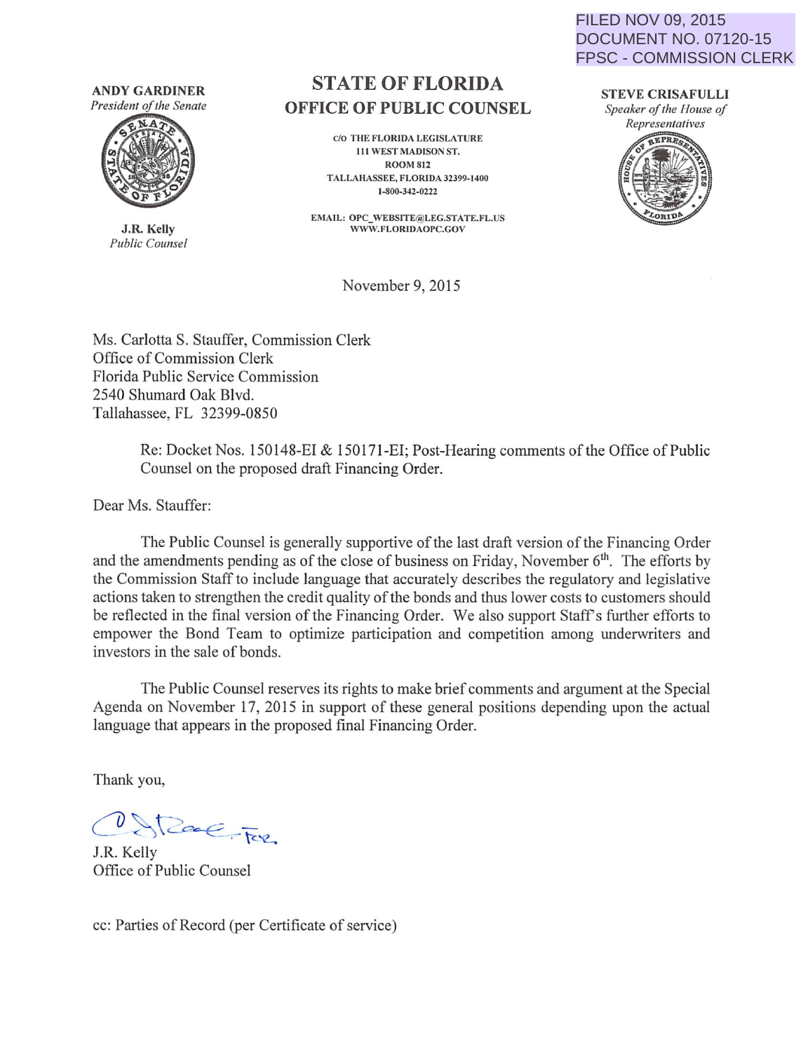FILED NOV 09, 2015
DOCUMENT NO. 07120-15
FPSC - COMMISSION CLERK

**ANDY GARDINER**
*President of the Senate*

**J.R. Kelly**
*Public Counsel*

# STATE OF FLORIDA
## OFFICE OF PUBLIC COUNSEL

C/O THE FLORIDA LEGISLATURE
111 WEST MADISON ST.
ROOM 812
TALLAHASSEE, FLORIDA 32399-1400
1-800-342-0222

EMAIL: OPC_WEBSITE@LEG.STATE.FL.US
WWW.FLORIDAOPC.GOV

**STEVE CRISAFULLI**
*Speaker of the House of Representatives*

November 9, 2015

Ms. Carlotta S. Stauffer, Commission Clerk
Office of Commission Clerk
Florida Public Service Commission
2540 Shumard Oak Blvd.
Tallahassee, FL 32399-0850

Re: Docket Nos. 150148-EI & 150171-EI; Post-Hearing comments of the Office of Public Counsel on the proposed draft Financing Order.

Dear Ms. Stauffer:

The Public Counsel is generally supportive of the last draft version of the Financing Order and the amendments pending as of the close of business on Friday, November 6th. The efforts by the Commission Staff to include language that accurately describes the regulatory and legislative actions taken to strengthen the credit quality of the bonds and thus lower costs to customers should be reflected in the final version of the Financing Order. We also support Staff's further efforts to empower the Bond Team to optimize participation and competition among underwriters and investors in the sale of bonds.

The Public Counsel reserves its rights to make brief comments and argument at the Special Agenda on November 17, 2015 in support of these general positions depending upon the actual language that appears in the proposed final Financing Order.

Thank you,

J.R. Kelly
Office of Public Counsel

cc: Parties of Record (per Certificate of service)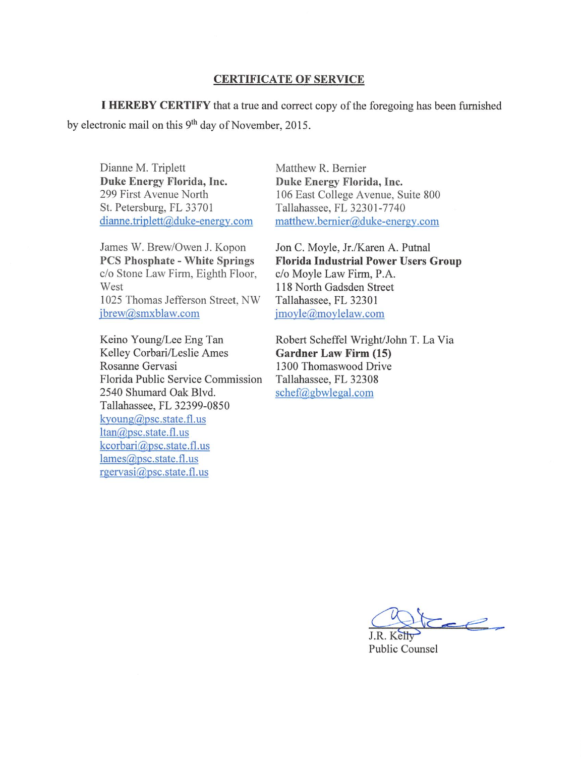## CERTIFICATE OF SERVICE

**I HEREBY CERTIFY** that a true and correct copy of the foregoing has been furnished by electronic mail on this 9th day of November, 2015.

Dianne M. Triplett
**Duke Energy Florida, Inc.**
299 First Avenue North
St. Petersburg, FL 33701
dianne.triplett@duke-energy.com

Matthew R. Bernier
**Duke Energy Florida, Inc.**
106 East College Avenue, Suite 800
Tallahassee, FL 32301-7740
matthew.bernier@duke-energy.com

James W. Brew/Owen J. Kopon
**PCS Phosphate - White Springs**
c/o Stone Law Firm, Eighth Floor, West
1025 Thomas Jefferson Street, NW
jbrew@smxblaw.com

Jon C. Moyle, Jr./Karen A. Putnal
**Florida Industrial Power Users Group**
c/o Moyle Law Firm, P.A.
118 North Gadsden Street
Tallahassee, FL 32301
jmoyle@moylelaw.com

Keino Young/Lee Eng Tan
Kelley Corbari/Leslie Ames
Rosanne Gervasi
Florida Public Service Commission
2540 Shumard Oak Blvd.
Tallahassee, FL 32399-0850
kyoung@psc.state.fl.us
ltan@psc.state.fl.us
kcorbari@psc.state.fl.us
lames@psc.state.fl.us
rgervasi@psc.state.fl.us

Robert Scheffel Wright/John T. La Via
**Gardner Law Firm (15)**
1300 Thomaswood Drive
Tallahassee, FL 32308
schef@gbwlegal.com

J.R. Kelly
Public Counsel